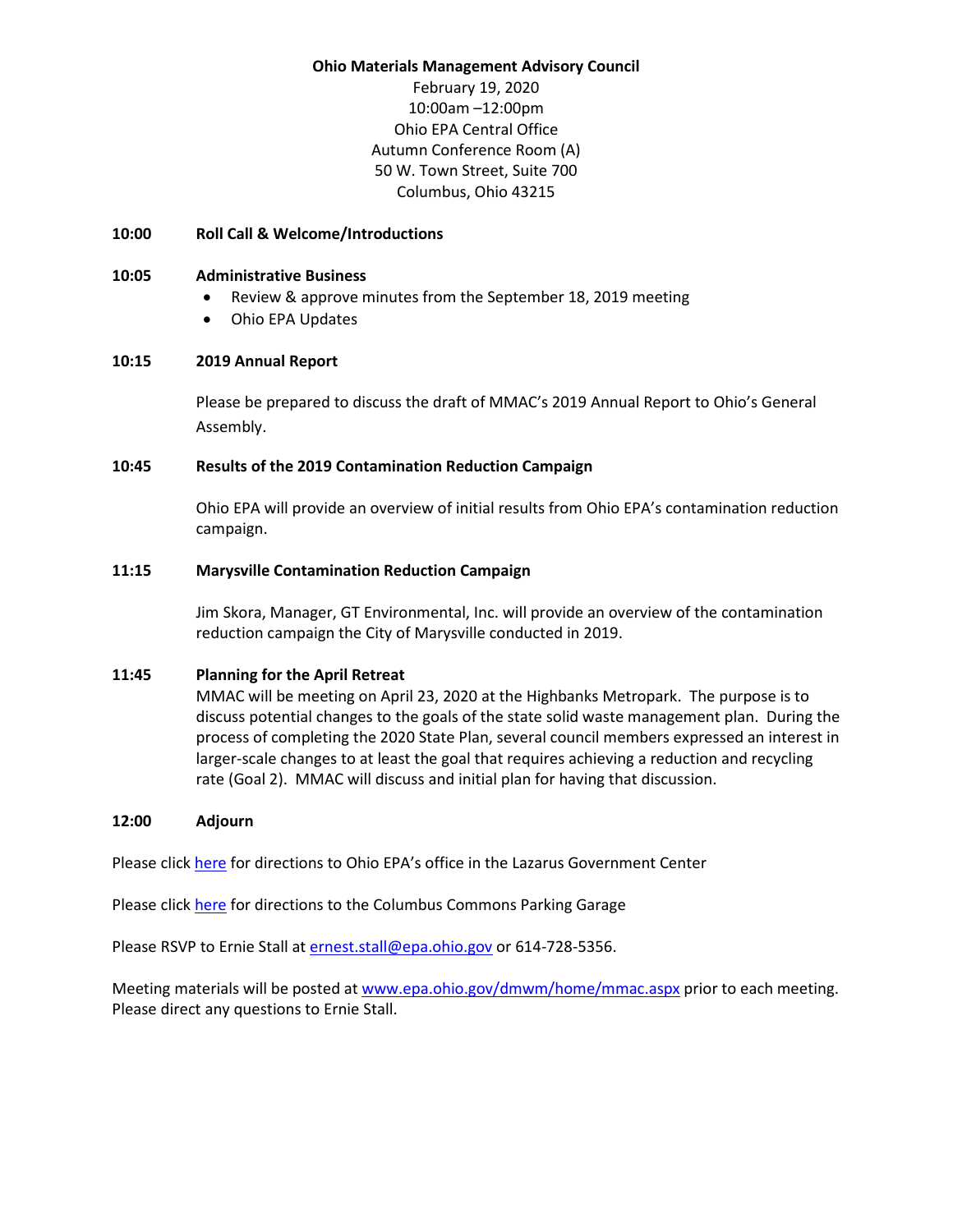**Ohio Materials Management Advisory Council**

February 19, 2020
10:00am –12:00pm
Ohio EPA Central Office
Autumn Conference Room (A)
50 W. Town Street, Suite 700
Columbus, Ohio 43215

**10:00 Roll Call & Welcome/Introductions**

**10:05 Administrative Business**

- Review & approve minutes from the September 18, 2019 meeting
- Ohio EPA Updates

**10:15 2019 Annual Report**

Please be prepared to discuss the draft of MMAC's 2019 Annual Report to Ohio's General Assembly.

**10:45 Results of the 2019 Contamination Reduction Campaign**

Ohio EPA will provide an overview of initial results from Ohio EPA's contamination reduction campaign.

**11:15 Marysville Contamination Reduction Campaign**

Jim Skora, Manager, GT Environmental, Inc. will provide an overview of the contamination reduction campaign the City of Marysville conducted in 2019.

**11:45 Planning for the April Retreat**

MMAC will be meeting on April 23, 2020 at the Highbanks Metropark. The purpose is to discuss potential changes to the goals of the state solid waste management plan. During the process of completing the 2020 State Plan, several council members expressed an interest in larger-scale changes to at least the goal that requires achieving a reduction and recycling rate (Goal 2). MMAC will discuss and initial plan for having that discussion.

**12:00 Adjourn**

Please click here for directions to Ohio EPA's office in the Lazarus Government Center

Please click here for directions to the Columbus Commons Parking Garage

Please RSVP to Ernie Stall at ernest.stall@epa.ohio.gov or 614-728-5356.

Meeting materials will be posted at www.epa.ohio.gov/dmwm/home/mmac.aspx prior to each meeting. Please direct any questions to Ernie Stall.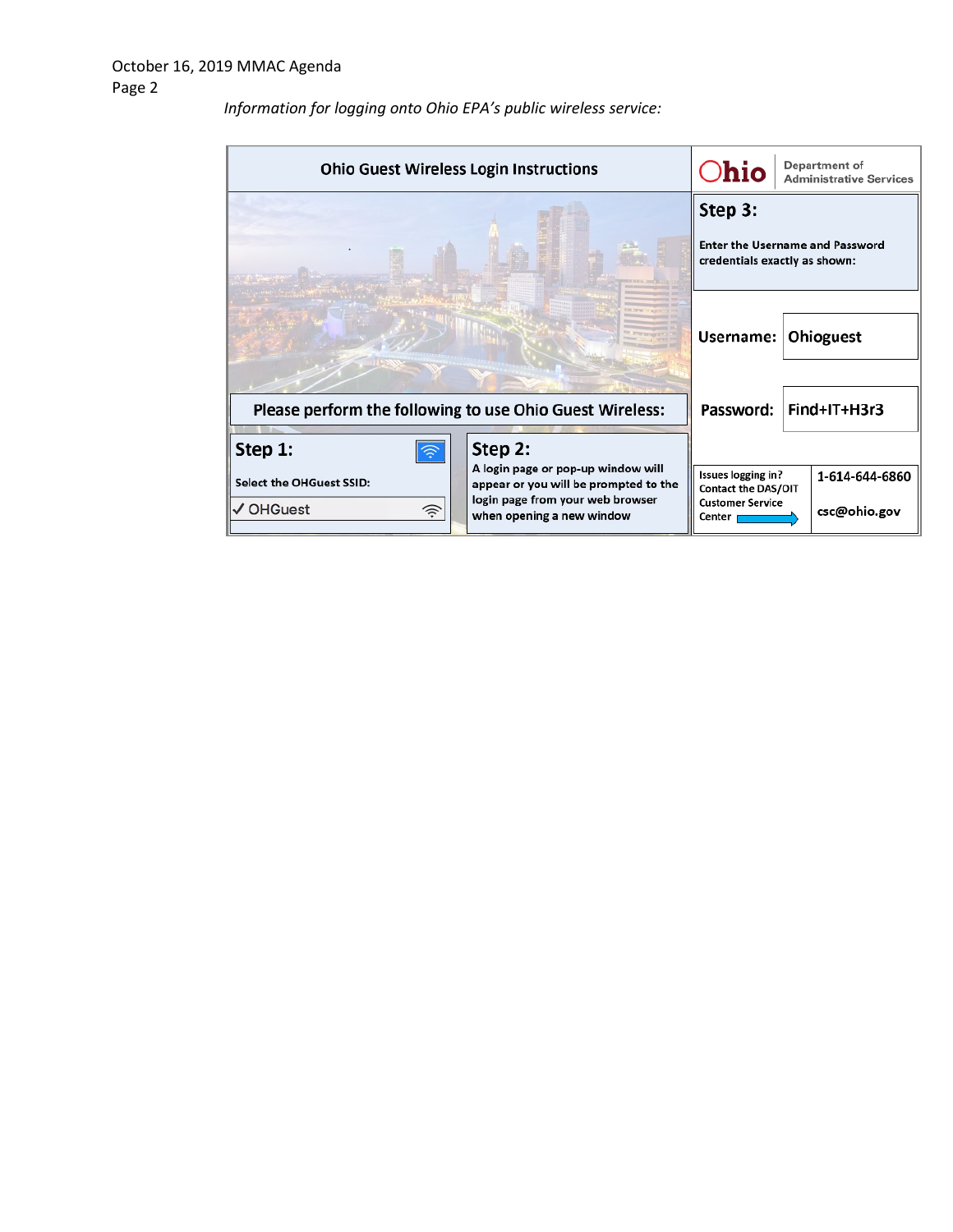*Information for logging onto Ohio EPA's public wireless service:*

**Ohio Guest Wireless Login Instructions**

Ohio | Department of Administrative Services

**Please perform the following to use Ohio Guest Wireless:**

**Step 1:**

Select the OHGuest SSID:

✓ OHGuest

**Step 2:**

A login page or pop-up window will appear or you will be prompted to the login page from your web browser when opening a new window

**Step 3:**

Enter the Username and Password credentials exactly as shown:

| | |
|---|---|
| Username: | Ohioguest |
| Password: | Find+IT+H3r3 |

| | |
|---|---|
| Issues logging in? Contact the DAS/OIT Customer Service Center | 1-614-644-6860 csc@ohio.gov |